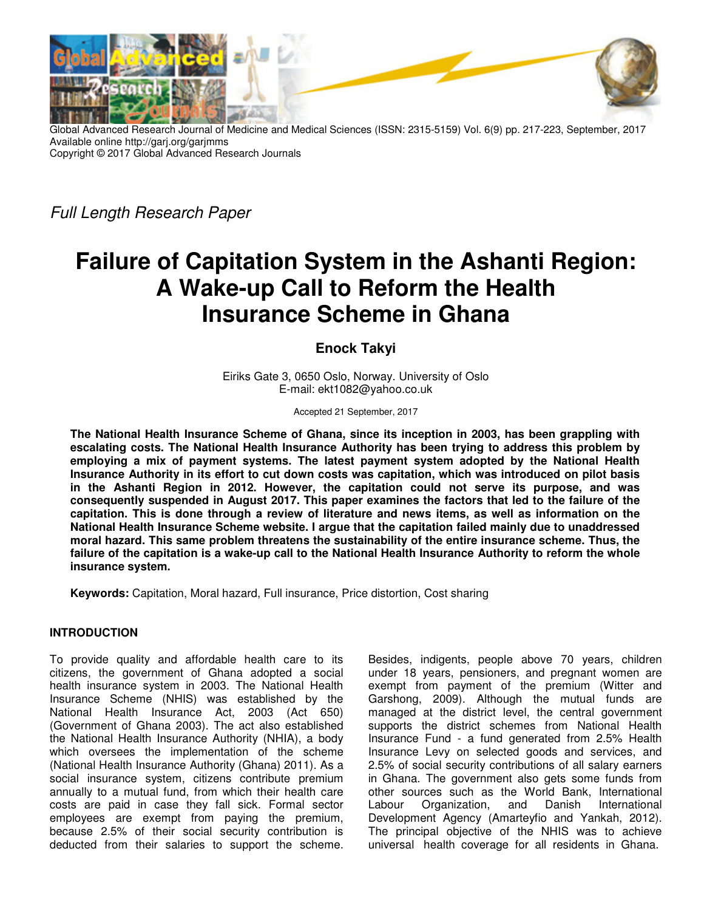Global Advanced Research Journal of Medicine and Medical Sciences (ISSN: 2315-5159) Vol. 6(9) pp. 217-223, September, 2017
Available online http://garj.org/garjmms
Copyright © 2017 Global Advanced Research Journals

*Full Length Research Paper*

# Failure of Capitation System in the Ashanti Region: A Wake-up Call to Reform the Health Insurance Scheme in Ghana

**Enock Takyi**

Eiriks Gate 3, 0650 Oslo, Norway. University of Oslo
E-mail: ekt1082@yahoo.co.uk

Accepted 21 September, 2017

**The National Health Insurance Scheme of Ghana, since its inception in 2003, has been grappling with escalating costs. The National Health Insurance Authority has been trying to address this problem by employing a mix of payment systems. The latest payment system adopted by the National Health Insurance Authority in its effort to cut down costs was capitation, which was introduced on pilot basis in the Ashanti Region in 2012. However, the capitation could not serve its purpose, and was consequently suspended in August 2017. This paper examines the factors that led to the failure of the capitation. This is done through a review of literature and news items, as well as information on the National Health Insurance Scheme website. I argue that the capitation failed mainly due to unaddressed moral hazard. This same problem threatens the sustainability of the entire insurance scheme. Thus, the failure of the capitation is a wake-up call to the National Health Insurance Authority to reform the whole insurance system.**

**Keywords:** Capitation, Moral hazard, Full insurance, Price distortion, Cost sharing

## INTRODUCTION

To provide quality and affordable health care to its citizens, the government of Ghana adopted a social health insurance system in 2003. The National Health Insurance Scheme (NHIS) was established by the National Health Insurance Act, 2003 (Act 650) (Government of Ghana 2003). The act also established the National Health Insurance Authority (NHIA), a body which oversees the implementation of the scheme (National Health Insurance Authority (Ghana) 2011). As a social insurance system, citizens contribute premium annually to a mutual fund, from which their health care costs are paid in case they fall sick. Formal sector employees are exempt from paying the premium, because 2.5% of their social security contribution is deducted from their salaries to support the scheme. Besides, indigents, people above 70 years, children under 18 years, pensioners, and pregnant women are exempt from payment of the premium (Witter and Garshong, 2009). Although the mutual funds are managed at the district level, the central government supports the district schemes from National Health Insurance Fund - a fund generated from 2.5% Health Insurance Levy on selected goods and services, and 2.5% of social security contributions of all salary earners in Ghana. The government also gets some funds from other sources such as the World Bank, International Labour Organization, and Danish International Development Agency (Amarteyfio and Yankah, 2012). The principal objective of the NHIS was to achieve universal health coverage for all residents in Ghana.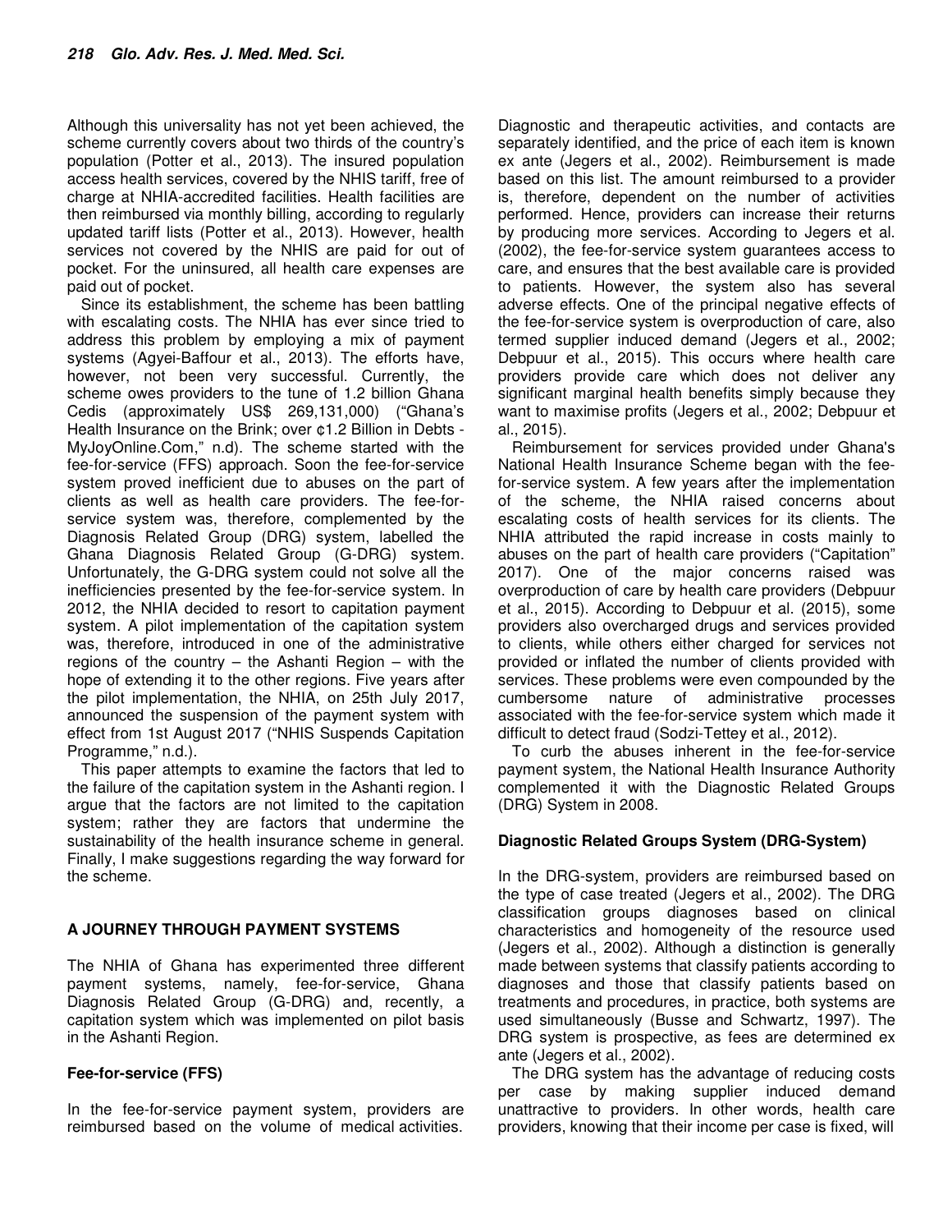Although this universality has not yet been achieved, the scheme currently covers about two thirds of the country's population (Potter et al., 2013). The insured population access health services, covered by the NHIS tariff, free of charge at NHIA-accredited facilities. Health facilities are then reimbursed via monthly billing, according to regularly updated tariff lists (Potter et al., 2013). However, health services not covered by the NHIS are paid for out of pocket. For the uninsured, all health care expenses are paid out of pocket.

Since its establishment, the scheme has been battling with escalating costs. The NHIA has ever since tried to address this problem by employing a mix of payment systems (Agyei-Baffour et al., 2013). The efforts have, however, not been very successful. Currently, the scheme owes providers to the tune of 1.2 billion Ghana Cedis (approximately US$ 269,131,000) ("Ghana's Health Insurance on the Brink; over ¢1.2 Billion in Debts - MyJoyOnline.Com," n.d). The scheme started with the fee-for-service (FFS) approach. Soon the fee-for-service system proved inefficient due to abuses on the part of clients as well as health care providers. The fee-for-service system was, therefore, complemented by the Diagnosis Related Group (DRG) system, labelled the Ghana Diagnosis Related Group (G-DRG) system. Unfortunately, the G-DRG system could not solve all the inefficiencies presented by the fee-for-service system. In 2012, the NHIA decided to resort to capitation payment system. A pilot implementation of the capitation system was, therefore, introduced in one of the administrative regions of the country – the Ashanti Region – with the hope of extending it to the other regions. Five years after the pilot implementation, the NHIA, on 25th July 2017, announced the suspension of the payment system with effect from 1st August 2017 ("NHIS Suspends Capitation Programme," n.d.).

This paper attempts to examine the factors that led to the failure of the capitation system in the Ashanti region. I argue that the factors are not limited to the capitation system; rather they are factors that undermine the sustainability of the health insurance scheme in general. Finally, I make suggestions regarding the way forward for the scheme.

## A JOURNEY THROUGH PAYMENT SYSTEMS

The NHIA of Ghana has experimented three different payment systems, namely, fee-for-service, Ghana Diagnosis Related Group (G-DRG) and, recently, a capitation system which was implemented on pilot basis in the Ashanti Region.

### Fee-for-service (FFS)

In the fee-for-service payment system, providers are reimbursed based on the volume of medical activities. Diagnostic and therapeutic activities, and contacts are separately identified, and the price of each item is known ex ante (Jegers et al., 2002). Reimbursement is made based on this list. The amount reimbursed to a provider is, therefore, dependent on the number of activities performed. Hence, providers can increase their returns by producing more services. According to Jegers et al. (2002), the fee-for-service system guarantees access to care, and ensures that the best available care is provided to patients. However, the system also has several adverse effects. One of the principal negative effects of the fee-for-service system is overproduction of care, also termed supplier induced demand (Jegers et al., 2002; Debpuur et al., 2015). This occurs where health care providers provide care which does not deliver any significant marginal health benefits simply because they want to maximise profits (Jegers et al., 2002; Debpuur et al., 2015).

Reimbursement for services provided under Ghana's National Health Insurance Scheme began with the fee-for-service system. A few years after the implementation of the scheme, the NHIA raised concerns about escalating costs of health services for its clients. The NHIA attributed the rapid increase in costs mainly to abuses on the part of health care providers ("Capitation" 2017). One of the major concerns raised was overproduction of care by health care providers (Debpuur et al., 2015). According to Debpuur et al. (2015), some providers also overcharged drugs and services provided to clients, while others either charged for services not provided or inflated the number of clients provided with services. These problems were even compounded by the cumbersome nature of administrative processes associated with the fee-for-service system which made it difficult to detect fraud (Sodzi-Tettey et al., 2012).

To curb the abuses inherent in the fee-for-service payment system, the National Health Insurance Authority complemented it with the Diagnostic Related Groups (DRG) System in 2008.

### Diagnostic Related Groups System (DRG-System)

In the DRG-system, providers are reimbursed based on the type of case treated (Jegers et al., 2002). The DRG classification groups diagnoses based on clinical characteristics and homogeneity of the resource used (Jegers et al., 2002). Although a distinction is generally made between systems that classify patients according to diagnoses and those that classify patients based on treatments and procedures, in practice, both systems are used simultaneously (Busse and Schwartz, 1997). The DRG system is prospective, as fees are determined ex ante (Jegers et al., 2002).

The DRG system has the advantage of reducing costs per case by making supplier induced demand unattractive to providers. In other words, health care providers, knowing that their income per case is fixed, will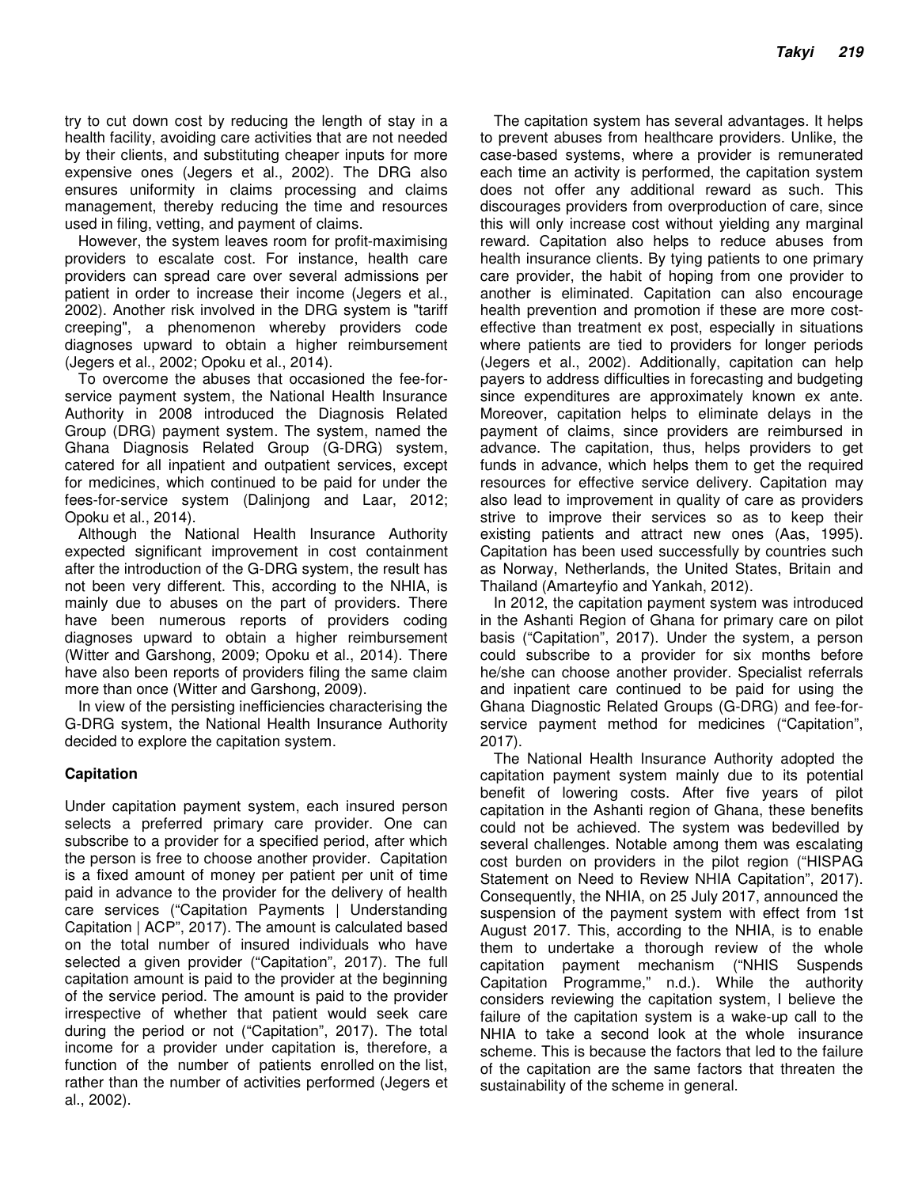try to cut down cost by reducing the length of stay in a health facility, avoiding care activities that are not needed by their clients, and substituting cheaper inputs for more expensive ones (Jegers et al., 2002). The DRG also ensures uniformity in claims processing and claims management, thereby reducing the time and resources used in filing, vetting, and payment of claims.

However, the system leaves room for profit-maximising providers to escalate cost. For instance, health care providers can spread care over several admissions per patient in order to increase their income (Jegers et al., 2002). Another risk involved in the DRG system is "tariff creeping", a phenomenon whereby providers code diagnoses upward to obtain a higher reimbursement (Jegers et al., 2002; Opoku et al., 2014).

To overcome the abuses that occasioned the fee-for-service payment system, the National Health Insurance Authority in 2008 introduced the Diagnosis Related Group (DRG) payment system. The system, named the Ghana Diagnosis Related Group (G-DRG) system, catered for all inpatient and outpatient services, except for medicines, which continued to be paid for under the fees-for-service system (Dalinjong and Laar, 2012; Opoku et al., 2014).

Although the National Health Insurance Authority expected significant improvement in cost containment after the introduction of the G-DRG system, the result has not been very different. This, according to the NHIA, is mainly due to abuses on the part of providers. There have been numerous reports of providers coding diagnoses upward to obtain a higher reimbursement (Witter and Garshong, 2009; Opoku et al., 2014). There have also been reports of providers filing the same claim more than once (Witter and Garshong, 2009).

In view of the persisting inefficiencies characterising the G-DRG system, the National Health Insurance Authority decided to explore the capitation system.

**Capitation**

Under capitation payment system, each insured person selects a preferred primary care provider. One can subscribe to a provider for a specified period, after which the person is free to choose another provider. Capitation is a fixed amount of money per patient per unit of time paid in advance to the provider for the delivery of health care services ("Capitation Payments | Understanding Capitation | ACP", 2017). The amount is calculated based on the total number of insured individuals who have selected a given provider ("Capitation", 2017). The full capitation amount is paid to the provider at the beginning of the service period. The amount is paid to the provider irrespective of whether that patient would seek care during the period or not ("Capitation", 2017). The total income for a provider under capitation is, therefore, a function of the number of patients enrolled on the list, rather than the number of activities performed (Jegers et al., 2002).

The capitation system has several advantages. It helps to prevent abuses from healthcare providers. Unlike, the case-based systems, where a provider is remunerated each time an activity is performed, the capitation system does not offer any additional reward as such. This discourages providers from overproduction of care, since this will only increase cost without yielding any marginal reward. Capitation also helps to reduce abuses from health insurance clients. By tying patients to one primary care provider, the habit of hoping from one provider to another is eliminated. Capitation can also encourage health prevention and promotion if these are more cost-effective than treatment ex post, especially in situations where patients are tied to providers for longer periods (Jegers et al., 2002). Additionally, capitation can help payers to address difficulties in forecasting and budgeting since expenditures are approximately known ex ante. Moreover, capitation helps to eliminate delays in the payment of claims, since providers are reimbursed in advance. The capitation, thus, helps providers to get funds in advance, which helps them to get the required resources for effective service delivery. Capitation may also lead to improvement in quality of care as providers strive to improve their services so as to keep their existing patients and attract new ones (Aas, 1995). Capitation has been used successfully by countries such as Norway, Netherlands, the United States, Britain and Thailand (Amarteyfio and Yankah, 2012).

In 2012, the capitation payment system was introduced in the Ashanti Region of Ghana for primary care on pilot basis ("Capitation", 2017). Under the system, a person could subscribe to a provider for six months before he/she can choose another provider. Specialist referrals and inpatient care continued to be paid for using the Ghana Diagnostic Related Groups (G-DRG) and fee-for-service payment method for medicines ("Capitation", 2017).

The National Health Insurance Authority adopted the capitation payment system mainly due to its potential benefit of lowering costs. After five years of pilot capitation in the Ashanti region of Ghana, these benefits could not be achieved. The system was bedevilled by several challenges. Notable among them was escalating cost burden on providers in the pilot region ("HISPAG Statement on Need to Review NHIA Capitation", 2017). Consequently, the NHIA, on 25 July 2017, announced the suspension of the payment system with effect from 1st August 2017. This, according to the NHIA, is to enable them to undertake a thorough review of the whole capitation payment mechanism ("NHIS Suspends Capitation Programme," n.d.). While the authority considers reviewing the capitation system, I believe the failure of the capitation system is a wake-up call to the NHIA to take a second look at the whole insurance scheme. This is because the factors that led to the failure of the capitation are the same factors that threaten the sustainability of the scheme in general.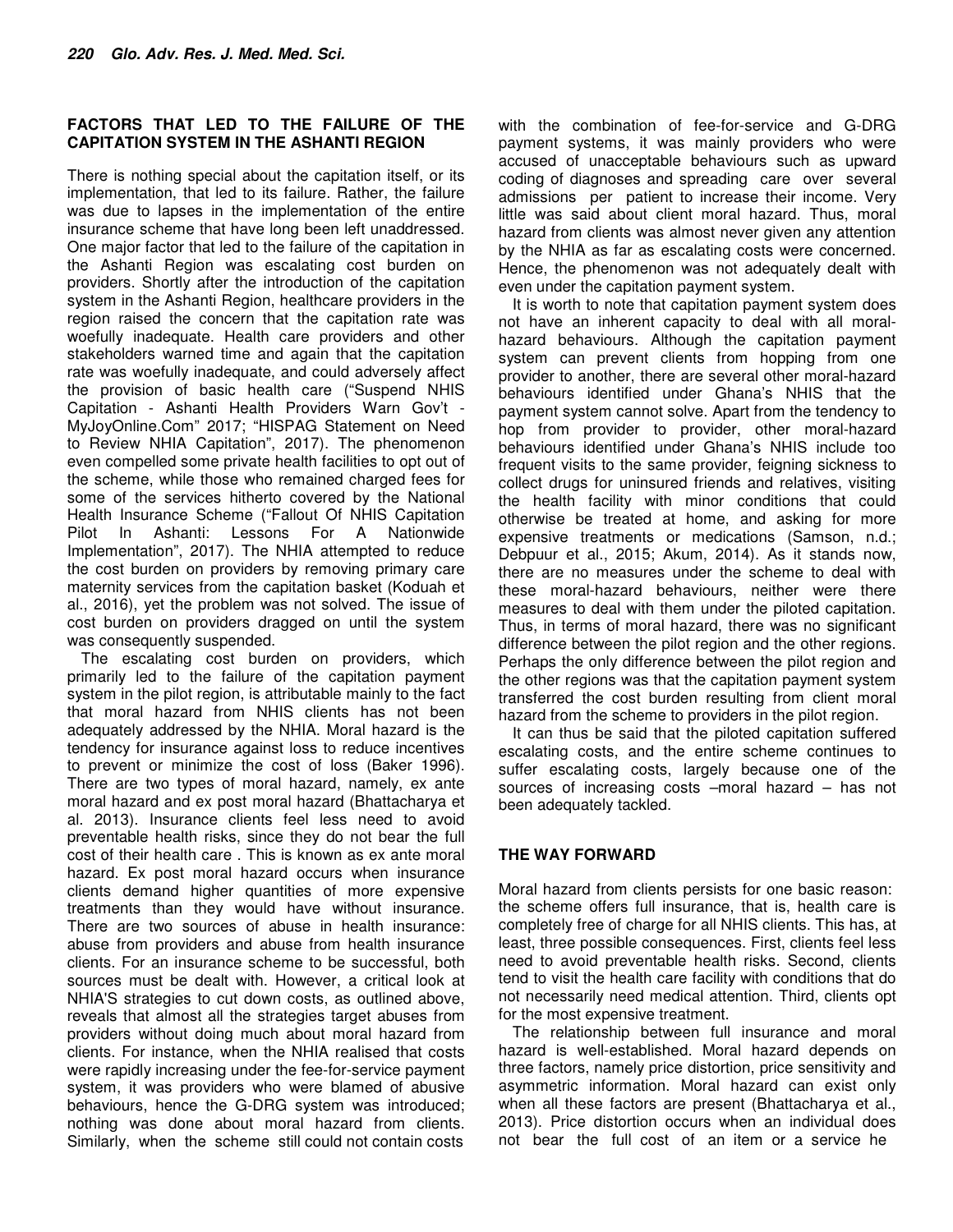## FACTORS THAT LED TO THE FAILURE OF THE CAPITATION SYSTEM IN THE ASHANTI REGION

There is nothing special about the capitation itself, or its implementation, that led to its failure. Rather, the failure was due to lapses in the implementation of the entire insurance scheme that have long been left unaddressed. One major factor that led to the failure of the capitation in the Ashanti Region was escalating cost burden on providers. Shortly after the introduction of the capitation system in the Ashanti Region, healthcare providers in the region raised the concern that the capitation rate was woefully inadequate. Health care providers and other stakeholders warned time and again that the capitation rate was woefully inadequate, and could adversely affect the provision of basic health care ("Suspend NHIS Capitation - Ashanti Health Providers Warn Gov't - MyJoyOnline.Com" 2017; "HISPAG Statement on Need to Review NHIA Capitation", 2017). The phenomenon even compelled some private health facilities to opt out of the scheme, while those who remained charged fees for some of the services hitherto covered by the National Health Insurance Scheme ("Fallout Of NHIS Capitation Pilot In Ashanti: Lessons For A Nationwide Implementation", 2017). The NHIA attempted to reduce the cost burden on providers by removing primary care maternity services from the capitation basket (Koduah et al., 2016), yet the problem was not solved. The issue of cost burden on providers dragged on until the system was consequently suspended.

The escalating cost burden on providers, which primarily led to the failure of the capitation payment system in the pilot region, is attributable mainly to the fact that moral hazard from NHIS clients has not been adequately addressed by the NHIA. Moral hazard is the tendency for insurance against loss to reduce incentives to prevent or minimize the cost of loss (Baker 1996). There are two types of moral hazard, namely, ex ante moral hazard and ex post moral hazard (Bhattacharya et al. 2013). Insurance clients feel less need to avoid preventable health risks, since they do not bear the full cost of their health care . This is known as ex ante moral hazard. Ex post moral hazard occurs when insurance clients demand higher quantities of more expensive treatments than they would have without insurance. There are two sources of abuse in health insurance: abuse from providers and abuse from health insurance clients. For an insurance scheme to be successful, both sources must be dealt with. However, a critical look at NHIA'S strategies to cut down costs, as outlined above, reveals that almost all the strategies target abuses from providers without doing much about moral hazard from clients. For instance, when the NHIA realised that costs were rapidly increasing under the fee-for-service payment system, it was providers who were blamed of abusive behaviours, hence the G-DRG system was introduced; nothing was done about moral hazard from clients. Similarly, when the scheme still could not contain costs with the combination of fee-for-service and G-DRG payment systems, it was mainly providers who were accused of unacceptable behaviours such as upward coding of diagnoses and spreading care over several admissions per patient to increase their income. Very little was said about client moral hazard. Thus, moral hazard from clients was almost never given any attention by the NHIA as far as escalating costs were concerned. Hence, the phenomenon was not adequately dealt with even under the capitation payment system.

It is worth to note that capitation payment system does not have an inherent capacity to deal with all moral-hazard behaviours. Although the capitation payment system can prevent clients from hopping from one provider to another, there are several other moral-hazard behaviours identified under Ghana's NHIS that the payment system cannot solve. Apart from the tendency to hop from provider to provider, other moral-hazard behaviours identified under Ghana's NHIS include too frequent visits to the same provider, feigning sickness to collect drugs for uninsured friends and relatives, visiting the health facility with minor conditions that could otherwise be treated at home, and asking for more expensive treatments or medications (Samson, n.d.; Debpuur et al., 2015; Akum, 2014). As it stands now, there are no measures under the scheme to deal with these moral-hazard behaviours, neither were there measures to deal with them under the piloted capitation. Thus, in terms of moral hazard, there was no significant difference between the pilot region and the other regions. Perhaps the only difference between the pilot region and the other regions was that the capitation payment system transferred the cost burden resulting from client moral hazard from the scheme to providers in the pilot region.

It can thus be said that the piloted capitation suffered escalating costs, and the entire scheme continues to suffer escalating costs, largely because one of the sources of increasing costs –moral hazard – has not been adequately tackled.

## THE WAY FORWARD

Moral hazard from clients persists for one basic reason: the scheme offers full insurance, that is, health care is completely free of charge for all NHIS clients. This has, at least, three possible consequences. First, clients feel less need to avoid preventable health risks. Second, clients tend to visit the health care facility with conditions that do not necessarily need medical attention. Third, clients opt for the most expensive treatment.

The relationship between full insurance and moral hazard is well-established. Moral hazard depends on three factors, namely price distortion, price sensitivity and asymmetric information. Moral hazard can exist only when all these factors are present (Bhattacharya et al., 2013). Price distortion occurs when an individual does not bear the full cost of an item or a service he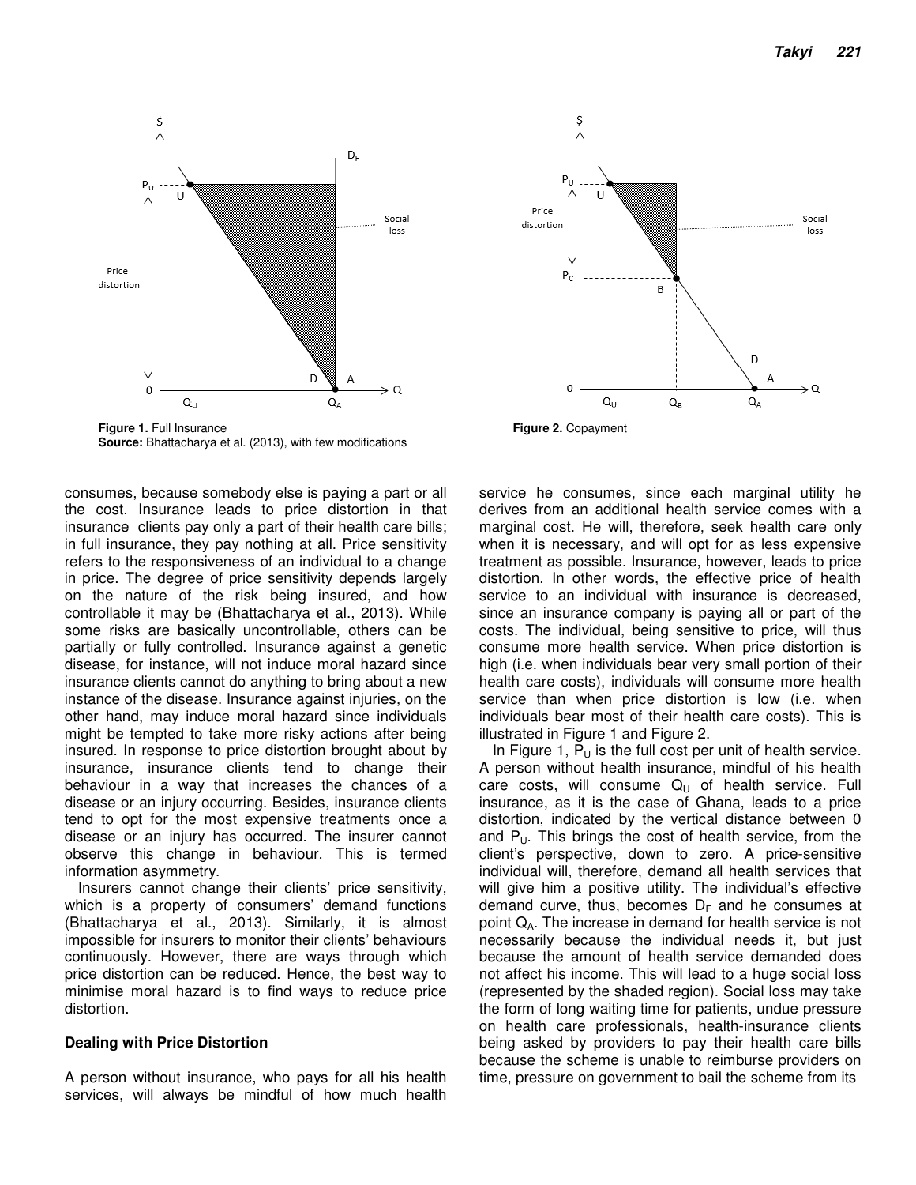**Figure 1.** Full Insurance
**Source:** Bhattacharya et al. (2013), with few modifications

**Figure 2.** Copayment

consumes, because somebody else is paying a part or all the cost. Insurance leads to price distortion in that insurance clients pay only a part of their health care bills; in full insurance, they pay nothing at all. Price sensitivity refers to the responsiveness of an individual to a change in price. The degree of price sensitivity depends largely on the nature of the risk being insured, and how controllable it may be (Bhattacharya et al., 2013). While some risks are basically uncontrollable, others can be partially or fully controlled. Insurance against a genetic disease, for instance, will not induce moral hazard since insurance clients cannot do anything to bring about a new instance of the disease. Insurance against injuries, on the other hand, may induce moral hazard since individuals might be tempted to take more risky actions after being insured. In response to price distortion brought about by insurance, insurance clients tend to change their behaviour in a way that increases the chances of a disease or an injury occurring. Besides, insurance clients tend to opt for the most expensive treatments once a disease or an injury has occurred. The insurer cannot observe this change in behaviour. This is termed information asymmetry.

Insurers cannot change their clients' price sensitivity, which is a property of consumers' demand functions (Bhattacharya et al., 2013). Similarly, it is almost impossible for insurers to monitor their clients' behaviours continuously. However, there are ways through which price distortion can be reduced. Hence, the best way to minimise moral hazard is to find ways to reduce price distortion.

## Dealing with Price Distortion

A person without insurance, who pays for all his health services, will always be mindful of how much health service he consumes, since each marginal utility he derives from an additional health service comes with a marginal cost. He will, therefore, seek health care only when it is necessary, and will opt for as less expensive treatment as possible. Insurance, however, leads to price distortion. In other words, the effective price of health service to an individual with insurance is decreased, since an insurance company is paying all or part of the costs. The individual, being sensitive to price, will thus consume more health service. When price distortion is high (i.e. when individuals bear very small portion of their health care costs), individuals will consume more health service than when price distortion is low (i.e. when individuals bear most of their health care costs). This is illustrated in Figure 1 and Figure 2.

In Figure 1, $P_U$ is the full cost per unit of health service. A person without health insurance, mindful of his health care costs, will consume $Q_U$ of health service. Full insurance, as it is the case of Ghana, leads to a price distortion, indicated by the vertical distance between 0 and $P_U$. This brings the cost of health service, from the client's perspective, down to zero. A price-sensitive individual will, therefore, demand all health services that will give him a positive utility. The individual's effective demand curve, thus, becomes $D_F$ and he consumes at point $Q_A$. The increase in demand for health service is not necessarily because the individual needs it, but just because the amount of health service demanded does not affect his income. This will lead to a huge social loss (represented by the shaded region). Social loss may take the form of long waiting time for patients, undue pressure on health care professionals, health-insurance clients being asked by providers to pay their health care bills because the scheme is unable to reimburse providers on time, pressure on government to bail the scheme from its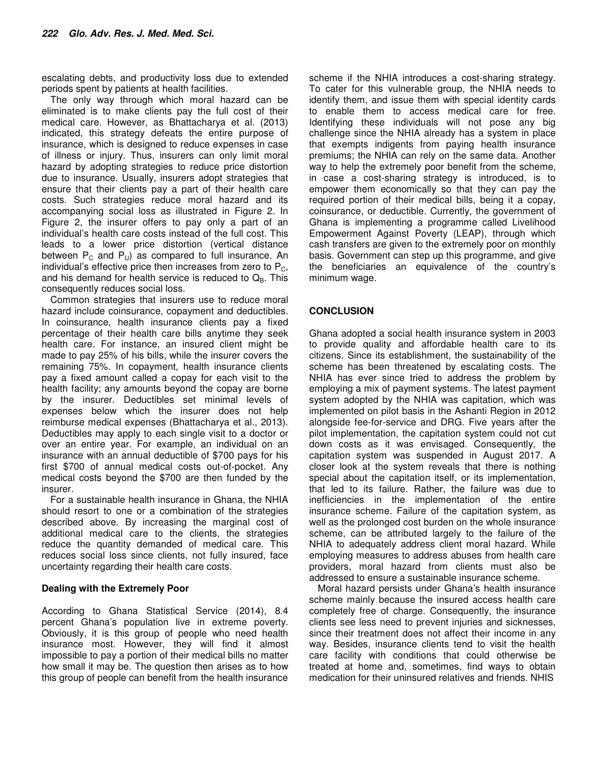escalating debts, and productivity loss due to extended periods spent by patients at health facilities.

The only way through which moral hazard can be eliminated is to make clients pay the full cost of their medical care. However, as Bhattacharya et al. (2013) indicated, this strategy defeats the entire purpose of insurance, which is designed to reduce expenses in case of illness or injury. Thus, insurers can only limit moral hazard by adopting strategies to reduce price distortion due to insurance. Usually, insurers adopt strategies that ensure that their clients pay a part of their health care costs. Such strategies reduce moral hazard and its accompanying social loss as illustrated in Figure 2. In Figure 2, the insurer offers to pay only a part of an individual's health care costs instead of the full cost. This leads to a lower price distortion (vertical distance between $P_C$ and $P_U$) as compared to full insurance. An individual's effective price then increases from zero to $P_C$, and his demand for health service is reduced to $Q_B$. This consequently reduces social loss.

Common strategies that insurers use to reduce moral hazard include coinsurance, copayment and deductibles. In coinsurance, health insurance clients pay a fixed percentage of their health care bills anytime they seek health care. For instance, an insured client might be made to pay 25% of his bills, while the insurer covers the remaining 75%. In copayment, health insurance clients pay a fixed amount called a copay for each visit to the health facility; any amounts beyond the copay are borne by the insurer. Deductibles set minimal levels of expenses below which the insurer does not help reimburse medical expenses (Bhattacharya et al., 2013). Deductibles may apply to each single visit to a doctor or over an entire year. For example, an individual on an insurance with an annual deductible of $700 pays for his first $700 of annual medical costs out-of-pocket. Any medical costs beyond the $700 are then funded by the insurer.

For a sustainable health insurance in Ghana, the NHIA should resort to one or a combination of the strategies described above. By increasing the marginal cost of additional medical care to the clients, the strategies reduce the quantity demanded of medical care. This reduces social loss since clients, not fully insured, face uncertainty regarding their health care costs.

### Dealing with the Extremely Poor

According to Ghana Statistical Service (2014), 8.4 percent Ghana's population live in extreme poverty. Obviously, it is this group of people who need health insurance most. However, they will find it almost impossible to pay a portion of their medical bills no matter how small it may be. The question then arises as to how this group of people can benefit from the health insurance scheme if the NHIA introduces a cost-sharing strategy. To cater for this vulnerable group, the NHIA needs to identify them, and issue them with special identity cards to enable them to access medical care for free. Identifying these individuals will not pose any big challenge since the NHIA already has a system in place that exempts indigents from paying health insurance premiums; the NHIA can rely on the same data. Another way to help the extremely poor benefit from the scheme, in case a cost-sharing strategy is introduced, is to empower them economically so that they can pay the required portion of their medical bills, being it a copay, coinsurance, or deductible. Currently, the government of Ghana is implementing a programme called Livelihood Empowerment Against Poverty (LEAP), through which cash transfers are given to the extremely poor on monthly basis. Government can step up this programme, and give the beneficiaries an equivalence of the country's minimum wage.

## CONCLUSION

Ghana adopted a social health insurance system in 2003 to provide quality and affordable health care to its citizens. Since its establishment, the sustainability of the scheme has been threatened by escalating costs. The NHIA has ever since tried to address the problem by employing a mix of payment systems. The latest payment system adopted by the NHIA was capitation, which was implemented on pilot basis in the Ashanti Region in 2012 alongside fee-for-service and DRG. Five years after the pilot implementation, the capitation system could not cut down costs as it was envisaged. Consequently, the capitation system was suspended in August 2017. A closer look at the system reveals that there is nothing special about the capitation itself, or its implementation, that led to its failure. Rather, the failure was due to inefficiencies in the implementation of the entire insurance scheme. Failure of the capitation system, as well as the prolonged cost burden on the whole insurance scheme, can be attributed largely to the failure of the NHIA to adequately address client moral hazard. While employing measures to address abuses from health care providers, moral hazard from clients must also be addressed to ensure a sustainable insurance scheme.

Moral hazard persists under Ghana's health insurance scheme mainly because the insured access health care completely free of charge. Consequently, the insurance clients see less need to prevent injuries and sicknesses, since their treatment does not affect their income in any way. Besides, insurance clients tend to visit the health care facility with conditions that could otherwise be treated at home and, sometimes, find ways to obtain medication for their uninsured relatives and friends. NHIS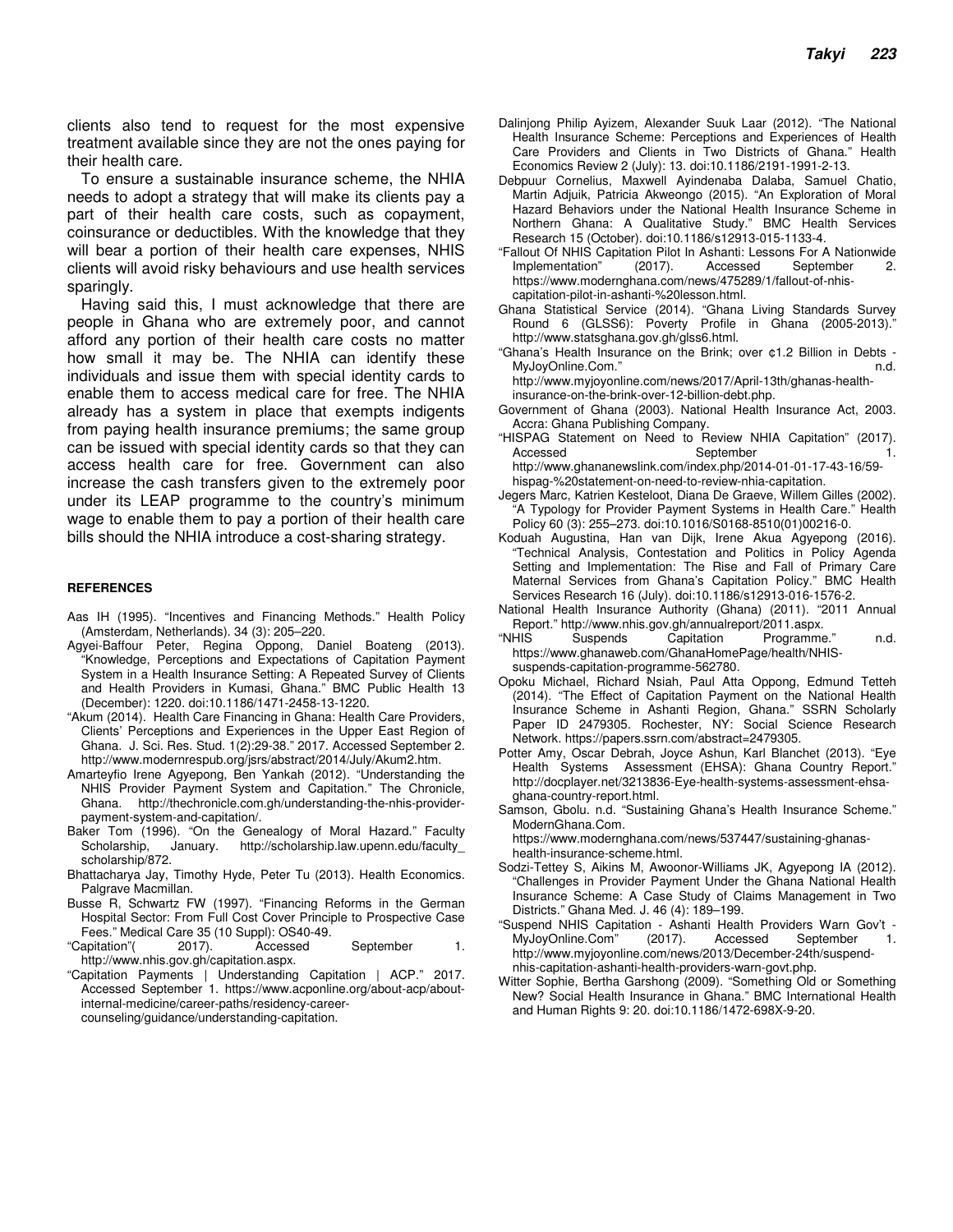clients also tend to request for the most expensive treatment available since they are not the ones paying for their health care.

To ensure a sustainable insurance scheme, the NHIA needs to adopt a strategy that will make its clients pay a part of their health care costs, such as copayment, coinsurance or deductibles. With the knowledge that they will bear a portion of their health care expenses, NHIS clients will avoid risky behaviours and use health services sparingly.

Having said this, I must acknowledge that there are people in Ghana who are extremely poor, and cannot afford any portion of their health care costs no matter how small it may be. The NHIA can identify these individuals and issue them with special identity cards to enable them to access medical care for free. The NHIA already has a system in place that exempts indigents from paying health insurance premiums; the same group can be issued with special identity cards so that they can access health care for free. Government can also increase the cash transfers given to the extremely poor under its LEAP programme to the country's minimum wage to enable them to pay a portion of their health care bills should the NHIA introduce a cost-sharing strategy.

## REFERENCES

Aas IH (1995). "Incentives and Financing Methods." Health Policy (Amsterdam, Netherlands). 34 (3): 205–220.

Agyei-Baffour Peter, Regina Oppong, Daniel Boateng (2013). "Knowledge, Perceptions and Expectations of Capitation Payment System in a Health Insurance Setting: A Repeated Survey of Clients and Health Providers in Kumasi, Ghana." BMC Public Health 13 (December): 1220. doi:10.1186/1471-2458-13-1220.

"Akum (2014). Health Care Financing in Ghana: Health Care Providers, Clients' Perceptions and Experiences in the Upper East Region of Ghana. J. Sci. Res. Stud. 1(2):29-38." 2017. Accessed September 2. http://www.modernrespub.org/jsrs/abstract/2014/July/Akum2.htm.

Amarteyfio Irene Agyepong, Ben Yankah (2012). "Understanding the NHIS Provider Payment System and Capitation." The Chronicle, Ghana. http://thechronicle.com.gh/understanding-the-nhis-provider-payment-system-and-capitation/.

Baker Tom (1996). "On the Genealogy of Moral Hazard." Faculty Scholarship, January. http://scholarship.law.upenn.edu/faculty_scholarship/872.

Bhattacharya Jay, Timothy Hyde, Peter Tu (2013). Health Economics. Palgrave Macmillan.

Busse R, Schwartz FW (1997). "Financing Reforms in the German Hospital Sector: From Full Cost Cover Principle to Prospective Case Fees." Medical Care 35 (10 Suppl): OS40-49.

"Capitation"( 2017). Accessed September 1. http://www.nhis.gov.gh/capitation.aspx.

"Capitation Payments | Understanding Capitation | ACP." 2017. Accessed September 1. https://www.acponline.org/about-acp/about-internal-medicine/career-paths/residency-career-counseling/guidance/understanding-capitation.

Dalinjong Philip Ayizem, Alexander Suuk Laar (2012). "The National Health Insurance Scheme: Perceptions and Experiences of Health Care Providers and Clients in Two Districts of Ghana." Health Economics Review 2 (July): 13. doi:10.1186/2191-1991-2-13.

Debpuur Cornelius, Maxwell Ayindenaba Dalaba, Samuel Chatio, Martin Adjuik, Patricia Akweongo (2015). "An Exploration of Moral Hazard Behaviors under the National Health Insurance Scheme in Northern Ghana: A Qualitative Study." BMC Health Services Research 15 (October). doi:10.1186/s12913-015-1133-4.

"Fallout Of NHIS Capitation Pilot In Ashanti: Lessons For A Nationwide Implementation" (2017). Accessed September 2. https://www.modernghana.com/news/475289/1/fallout-of-nhis-capitation-pilot-in-ashanti-%20lesson.html.

Ghana Statistical Service (2014). "Ghana Living Standards Survey Round 6 (GLSS6): Poverty Profile in Ghana (2005-2013)." http://www.statsghana.gov.gh/glss6.html.

"Ghana's Health Insurance on the Brink; over ¢1.2 Billion in Debts - MyJoyOnline.Com." n.d. http://www.myjoyonline.com/news/2017/April-13th/ghanas-health-insurance-on-the-brink-over-12-billion-debt.php.

Government of Ghana (2003). National Health Insurance Act, 2003. Accra: Ghana Publishing Company.

"HISPAG Statement on Need to Review NHIA Capitation" (2017). Accessed September 1. http://www.ghananewslink.com/index.php/2014-01-01-17-43-16/59-hispag-%20statement-on-need-to-review-nhia-capitation.

Jegers Marc, Katrien Kesteloot, Diana De Graeve, Willem Gilles (2002). "A Typology for Provider Payment Systems in Health Care." Health Policy 60 (3): 255–273. doi:10.1016/S0168-8510(01)00216-0.

Koduah Augustina, Han van Dijk, Irene Akua Agyepong (2016). "Technical Analysis, Contestation and Politics in Policy Agenda Setting and Implementation: The Rise and Fall of Primary Care Maternal Services from Ghana's Capitation Policy." BMC Health Services Research 16 (July). doi:10.1186/s12913-016-1576-2.

National Health Insurance Authority (Ghana) (2011). "2011 Annual Report." http://www.nhis.gov.gh/annualreport/2011.aspx.

"NHIS Suspends Capitation Programme." n.d. https://www.ghanaweb.com/GhanaHomePage/health/NHIS-suspends-capitation-programme-562780.

Opoku Michael, Richard Nsiah, Paul Atta Oppong, Edmund Tetteh (2014). "The Effect of Capitation Payment on the National Health Insurance Scheme in Ashanti Region, Ghana." SSRN Scholarly Paper ID 2479305. Rochester, NY: Social Science Research Network. https://papers.ssrn.com/abstract=2479305.

Potter Amy, Oscar Debrah, Joyce Ashun, Karl Blanchet (2013). "Eye Health Systems Assessment (EHSA): Ghana Country Report." http://docplayer.net/3213836-Eye-health-systems-assessment-ehsa-ghana-country-report.html.

Samson, Gbolu. n.d. "Sustaining Ghana's Health Insurance Scheme." ModernGhana.Com. https://www.modernghana.com/news/537447/sustaining-ghanas-health-insurance-scheme.html.

Sodzi-Tettey S, Aikins M, Awoonor-Williams JK, Agyepong IA (2012). "Challenges in Provider Payment Under the Ghana National Health Insurance Scheme: A Case Study of Claims Management in Two Districts." Ghana Med. J. 46 (4): 189–199.

"Suspend NHIS Capitation - Ashanti Health Providers Warn Gov't - MyJoyOnline.Com" (2017). Accessed September 1. http://www.myjoyonline.com/news/2013/December-24th/suspend-nhis-capitation-ashanti-health-providers-warn-govt.php.

Witter Sophie, Bertha Garshong (2009). "Something Old or Something New? Social Health Insurance in Ghana." BMC International Health and Human Rights 9: 20. doi:10.1186/1472-698X-9-20.